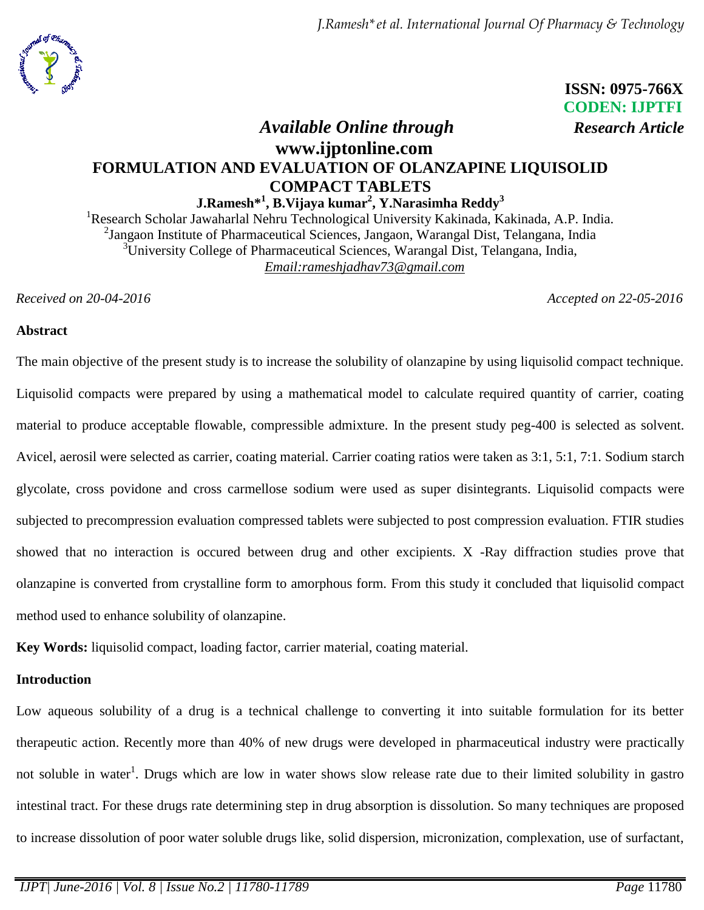ISSN: 0975-766X
CODEN: IJPTFI

*Available Online through* **Research Article**

**www.ijptonline.com**

# FORMULATION AND EVALUATION OF OLANZAPINE LIQUISOLID COMPACT TABLETS

**J.Ramesh*[1], B.Vijaya kumar[2], Y.Narasimha Reddy[3]**

[1]Research Scholar Jawaharlal Nehru Technological University Kakinada, Kakinada, A.P. India.
[2]Jangaon Institute of Pharmaceutical Sciences, Jangaon, Warangal Dist, Telangana, India
[3]University College of Pharmaceutical Sciences, Warangal Dist, Telangana, India,
Email:rameshjadhav73@gmail.com

*Received on 20-04-2016* *Accepted on 22-05-2016*

## Abstract

The main objective of the present study is to increase the solubility of olanzapine by using liquisolid compact technique. Liquisolid compacts were prepared by using a mathematical model to calculate required quantity of carrier, coating material to produce acceptable flowable, compressible admixture. In the present study peg-400 is selected as solvent. Avicel, aerosil were selected as carrier, coating material. Carrier coating ratios were taken as 3:1, 5:1, 7:1. Sodium starch glycolate, cross povidone and cross carmellose sodium were used as super disintegrants. Liquisolid compacts were subjected to precompression evaluation compressed tablets were subjected to post compression evaluation. FTIR studies showed that no interaction is occured between drug and other excipients. X -Ray diffraction studies prove that olanzapine is converted from crystalline form to amorphous form. From this study it concluded that liquisolid compact method used to enhance solubility of olanzapine.

**Key Words:** liquisolid compact, loading factor, carrier material, coating material.

## Introduction

Low aqueous solubility of a drug is a technical challenge to converting it into suitable formulation for its better therapeutic action. Recently more than 40% of new drugs were developed in pharmaceutical industry were practically not soluble in water[1]. Drugs which are low in water shows slow release rate due to their limited solubility in gastro intestinal tract. For these drugs rate determining step in drug absorption is dissolution. So many techniques are proposed to increase dissolution of poor water soluble drugs like, solid dispersion, micronization, complexation, use of surfactant,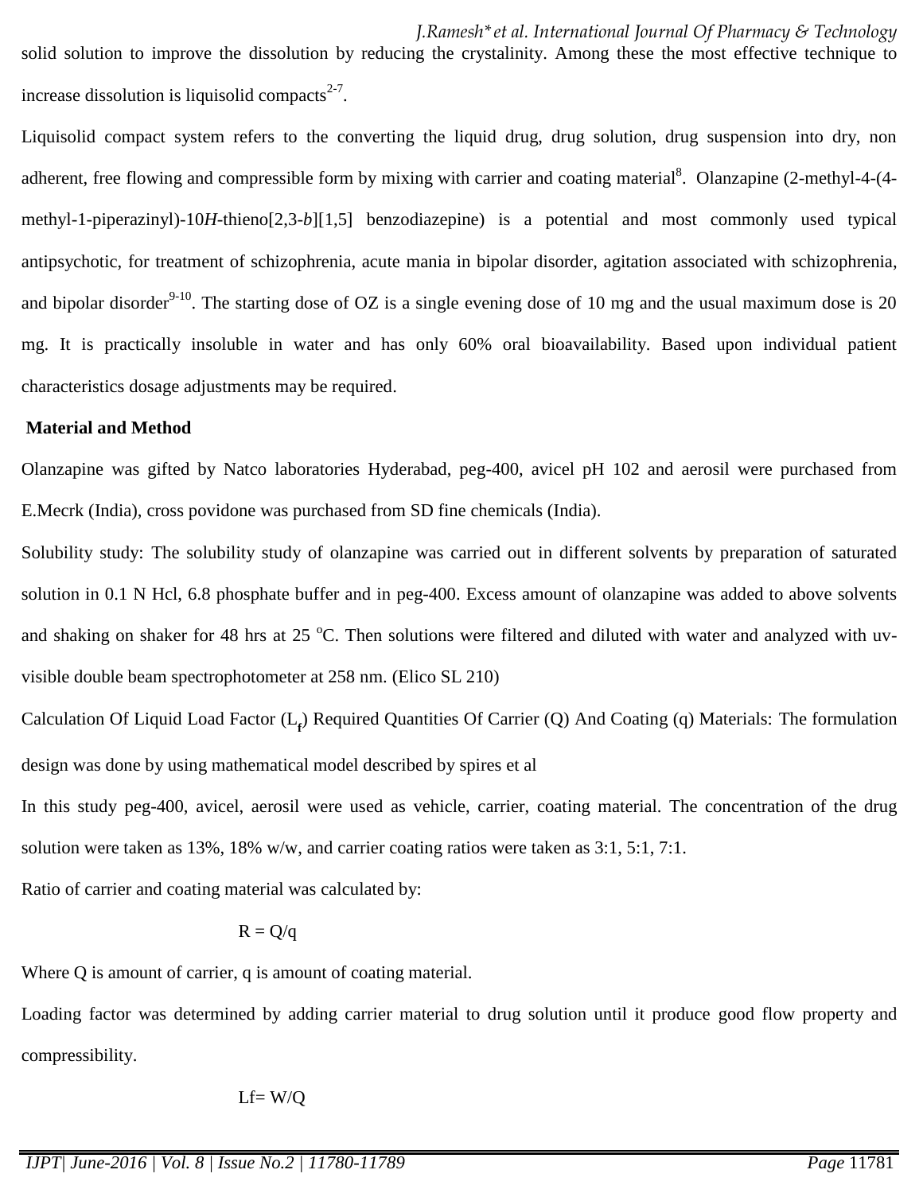solid solution to improve the dissolution by reducing the crystalinity. Among these the most effective technique to increase dissolution is liquisolid compacts[2-7].

Liquisolid compact system refers to the converting the liquid drug, drug solution, drug suspension into dry, non adherent, free flowing and compressible form by mixing with carrier and coating material[8]. Olanzapine (2-methyl-4-(4-methyl-1-piperazinyl)-10*H*-thieno[2,3-*b*][1,5] benzodiazepine) is a potential and most commonly used typical antipsychotic, for treatment of schizophrenia, acute mania in bipolar disorder, agitation associated with schizophrenia, and bipolar disorder[9-10]. The starting dose of OZ is a single evening dose of 10 mg and the usual maximum dose is 20 mg. It is practically insoluble in water and has only 60% oral bioavailability. Based upon individual patient characteristics dosage adjustments may be required.

**Material and Method**

Olanzapine was gifted by Natco laboratories Hyderabad, peg-400, avicel pH 102 and aerosil were purchased from E.Mecrk (India), cross povidone was purchased from SD fine chemicals (India).

Solubility study: The solubility study of olanzapine was carried out in different solvents by preparation of saturated solution in 0.1 N Hcl, 6.8 phosphate buffer and in peg-400. Excess amount of olanzapine was added to above solvents and shaking on shaker for 48 hrs at 25 °C. Then solutions were filtered and diluted with water and analyzed with uv-visible double beam spectrophotometer at 258 nm. (Elico SL 210)

Calculation Of Liquid Load Factor ($L_f$) Required Quantities Of Carrier (Q) And Coating (q) Materials: The formulation design was done by using mathematical model described by spires et al

In this study peg-400, avicel, aerosil were used as vehicle, carrier, coating material. The concentration of the drug solution were taken as 13%, 18% w/w, and carrier coating ratios were taken as 3:1, 5:1, 7:1.

Ratio of carrier and coating material was calculated by:

$$R = Q/q$$

Where Q is amount of carrier, q is amount of coating material.

Loading factor was determined by adding carrier material to drug solution until it produce good flow property and compressibility.

$$Lf = W/Q$$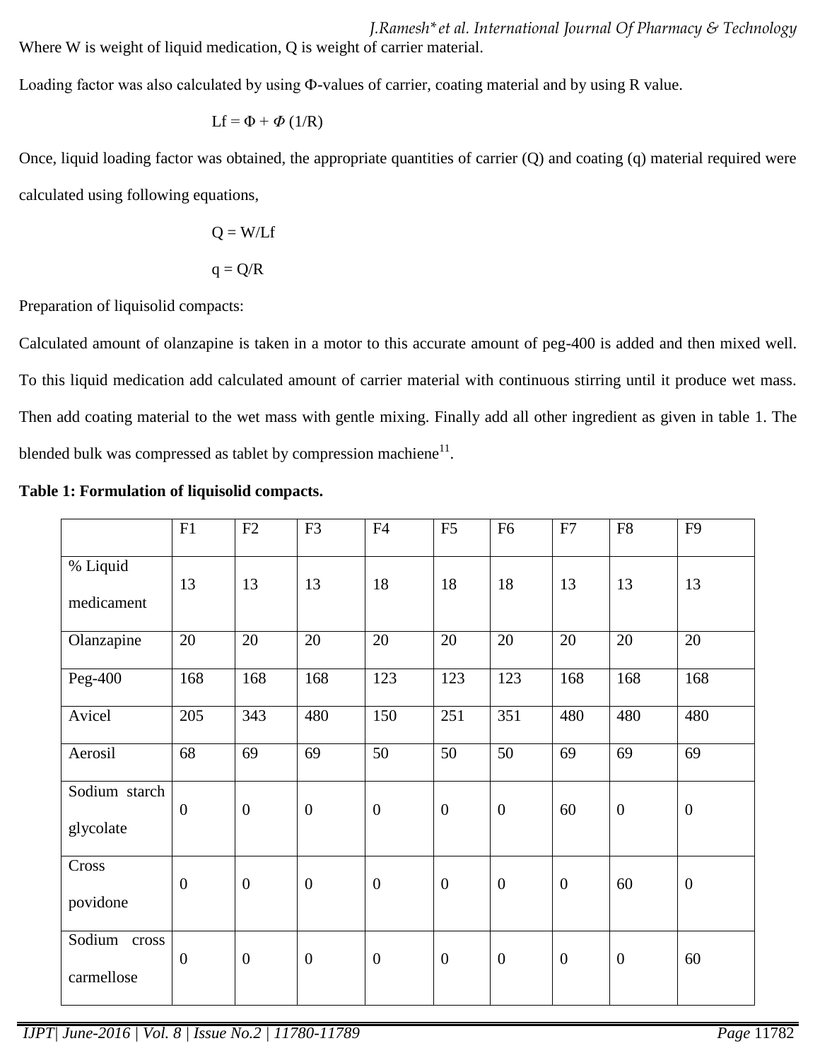Where W is weight of liquid medication, Q is weight of carrier material.

Loading factor was also calculated by using Φ-values of carrier, coating material and by using R value.

$$Lf = \Phi + \mathit{\Phi}\,(1/R)$$

Once, liquid loading factor was obtained, the appropriate quantities of carrier (Q) and coating (q) material required were calculated using following equations,

$$Q = W/Lf$$

$$q = Q/R$$

Preparation of liquisolid compacts:

Calculated amount of olanzapine is taken in a motor to this accurate amount of peg-400 is added and then mixed well. To this liquid medication add calculated amount of carrier material with continuous stirring until it produce wet mass. Then add coating material to the wet mass with gentle mixing. Finally add all other ingredient as given in table 1. The blended bulk was compressed as tablet by compression machiene[11].

**Table 1: Formulation of liquisolid compacts.**

| | F1 | F2 | F3 | F4 | F5 | F6 | F7 | F8 | F9 |
|---|---|---|---|---|---|---|---|---|---|
| % Liquid medicament | 13 | 13 | 13 | 18 | 18 | 18 | 13 | 13 | 13 |
| Olanzapine | 20 | 20 | 20 | 20 | 20 | 20 | 20 | 20 | 20 |
| Peg-400 | 168 | 168 | 168 | 123 | 123 | 123 | 168 | 168 | 168 |
| Avicel | 205 | 343 | 480 | 150 | 251 | 351 | 480 | 480 | 480 |
| Aerosil | 68 | 69 | 69 | 50 | 50 | 50 | 69 | 69 | 69 |
| Sodium starch glycolate | 0 | 0 | 0 | 0 | 0 | 0 | 60 | 0 | 0 |
| Cross povidone | 0 | 0 | 0 | 0 | 0 | 0 | 0 | 60 | 0 |
| Sodium cross carmellose | 0 | 0 | 0 | 0 | 0 | 0 | 0 | 0 | 60 |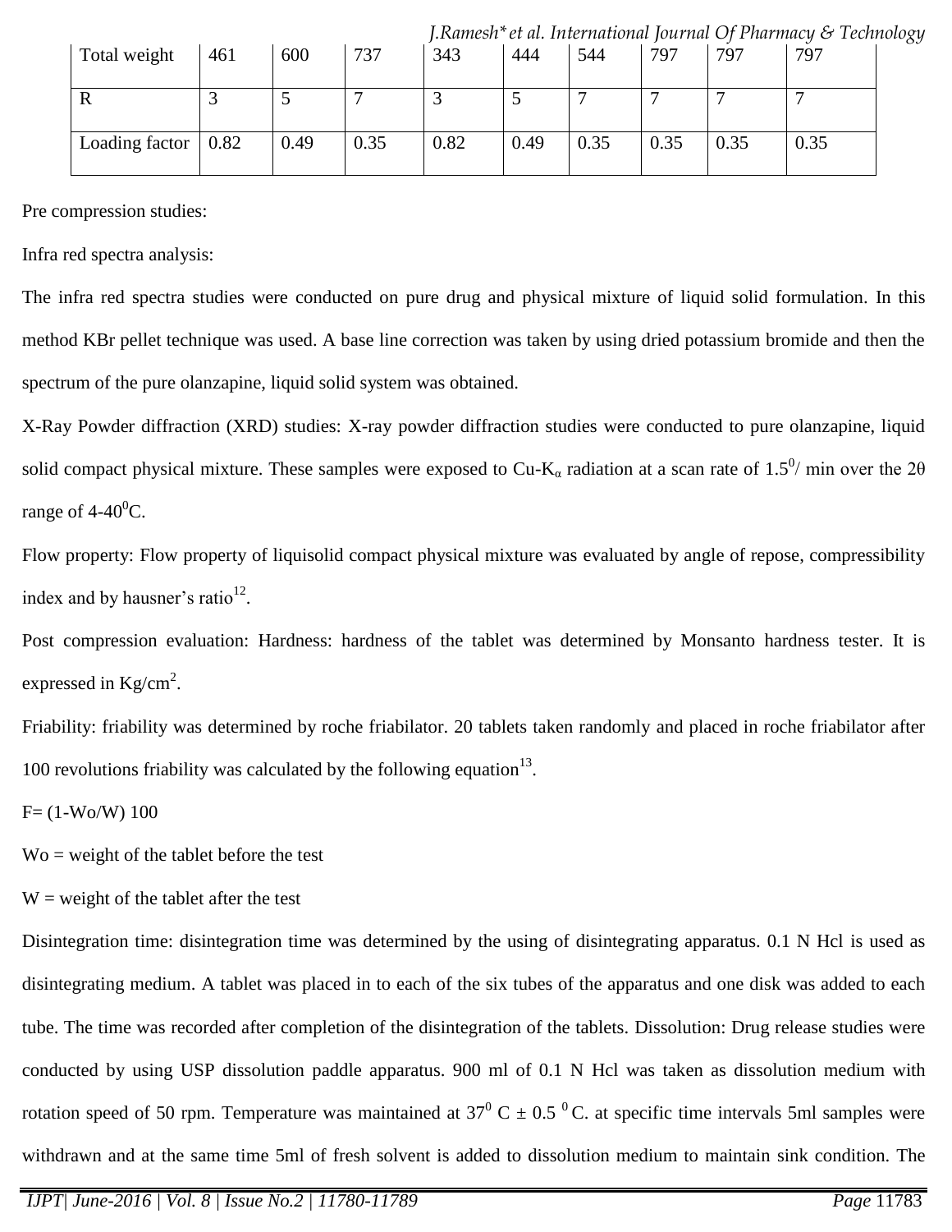| Total weight | 461 | 600 | 737 | 343 | 444 | 544 | 797 | 797 | 797 |
|---|---|---|---|---|---|---|---|---|---|
| R | 3 | 5 | 7 | 3 | 5 | 7 | 7 | 7 | 7 |
| Loading factor | 0.82 | 0.49 | 0.35 | 0.82 | 0.49 | 0.35 | 0.35 | 0.35 | 0.35 |

Pre compression studies:

Infra red spectra analysis:

The infra red spectra studies were conducted on pure drug and physical mixture of liquid solid formulation. In this method KBr pellet technique was used. A base line correction was taken by using dried potassium bromide and then the spectrum of the pure olanzapine, liquid solid system was obtained.

X-Ray Powder diffraction (XRD) studies: X-ray powder diffraction studies were conducted to pure olanzapine, liquid solid compact physical mixture. These samples were exposed to Cu-$K_\alpha$ radiation at a scan rate of $1.5^0$/ min over the 2θ range of 4-$40^0$C.

Flow property: Flow property of liquisolid compact physical mixture was evaluated by angle of repose, compressibility index and by hausner's ratio[12].

Post compression evaluation: Hardness: hardness of the tablet was determined by Monsanto hardness tester. It is expressed in $Kg/cm^2$.

Friability: friability was determined by roche friabilator. 20 tablets taken randomly and placed in roche friabilator after 100 revolutions friability was calculated by the following equation[13].

$F= (1-Wo/W)\ 100$

Wo = weight of the tablet before the test

W = weight of the tablet after the test

Disintegration time: disintegration time was determined by the using of disintegrating apparatus. 0.1 N Hcl is used as disintegrating medium. A tablet was placed in to each of the six tubes of the apparatus and one disk was added to each tube. The time was recorded after completion of the disintegration of the tablets. Dissolution: Drug release studies were conducted by using USP dissolution paddle apparatus. 900 ml of 0.1 N Hcl was taken as dissolution medium with rotation speed of 50 rpm. Temperature was maintained at $37^0$ C ± 0.5 $^0$C. at specific time intervals 5ml samples were withdrawn and at the same time 5ml of fresh solvent is added to dissolution medium to maintain sink condition. The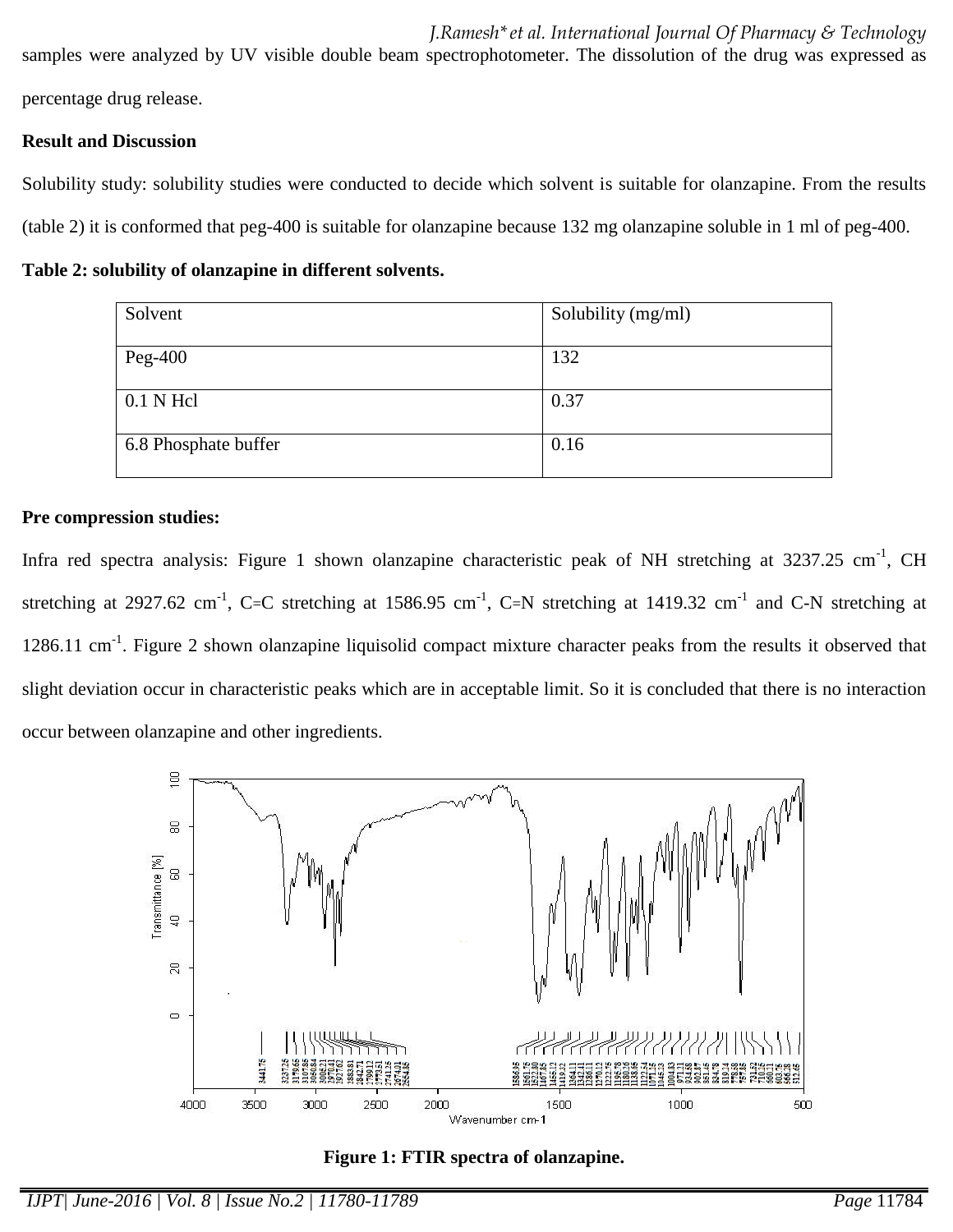samples were analyzed by UV visible double beam spectrophotometer. The dissolution of the drug was expressed as percentage drug release.

**Result and Discussion**

Solubility study: solubility studies were conducted to decide which solvent is suitable for olanzapine. From the results (table 2) it is conformed that peg-400 is suitable for olanzapine because 132 mg olanzapine soluble in 1 ml of peg-400.

**Table 2: solubility of olanzapine in different solvents.**

| Solvent | Solubility (mg/ml) |
| --- | --- |
| Peg-400 | 132 |
| 0.1 N Hcl | 0.37 |
| 6.8 Phosphate buffer | 0.16 |

**Pre compression studies:**

Infra red spectra analysis: Figure 1 shown olanzapine characteristic peak of NH stretching at 3237.25 $cm^{-1}$, CH stretching at 2927.62 $cm^{-1}$, C=C stretching at 1586.95 $cm^{-1}$, C=N stretching at 1419.32 $cm^{-1}$ and C-N stretching at 1286.11 $cm^{-1}$. Figure 2 shown olanzapine liquisolid compact mixture character peaks from the results it observed that slight deviation occur in characteristic peaks which are in acceptable limit. So it is concluded that there is no interaction occur between olanzapine and other ingredients.

**Figure 1: FTIR spectra of olanzapine.**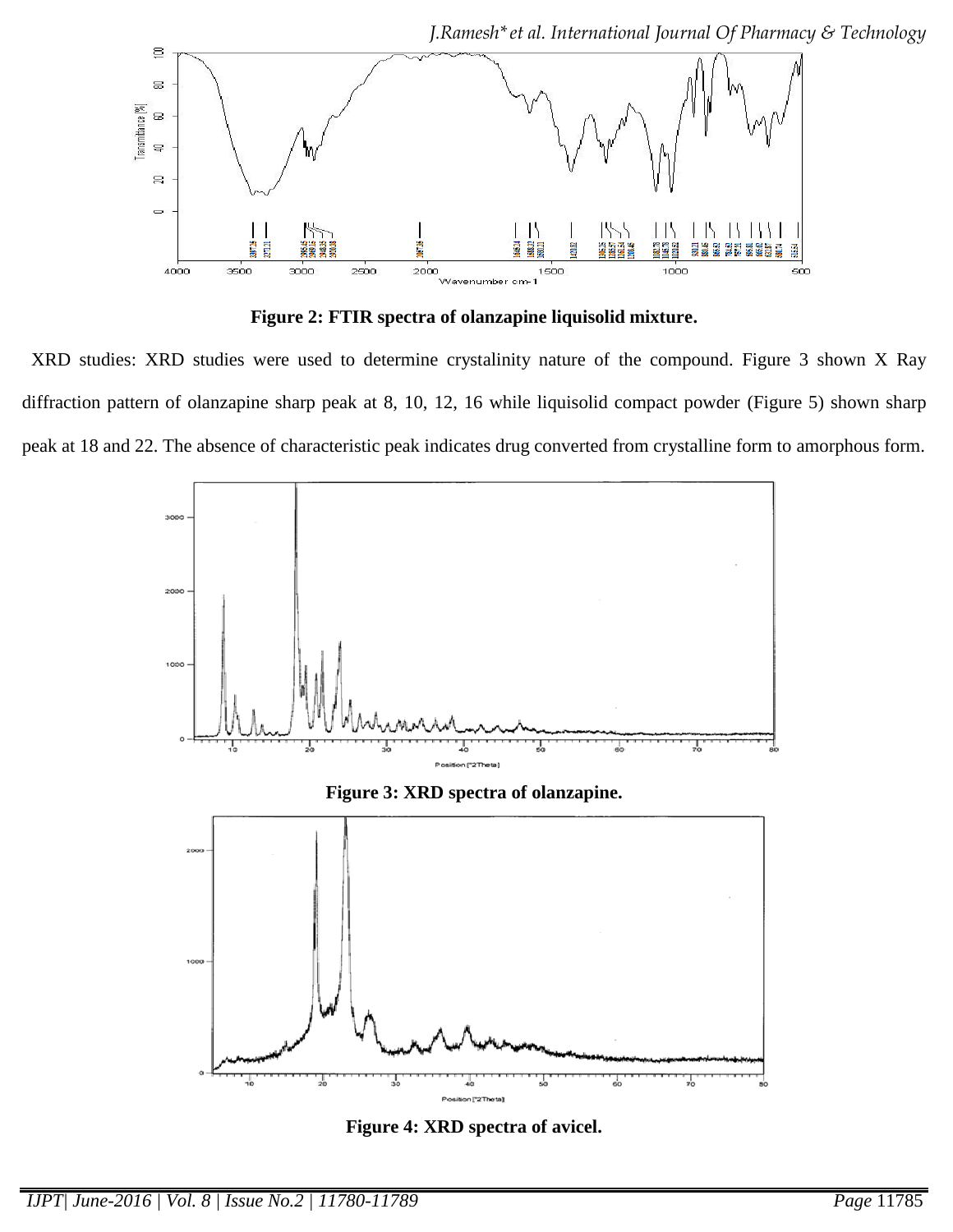**Figure 2: FTIR spectra of olanzapine liquisolid mixture.**

XRD studies: XRD studies were used to determine crystalinity nature of the compound. Figure 3 shown X Ray diffraction pattern of olanzapine sharp peak at 8, 10, 12, 16 while liquisolid compact powder (Figure 5) shown sharp peak at 18 and 22. The absence of characteristic peak indicates drug converted from crystalline form to amorphous form.

**Figure 3: XRD spectra of olanzapine.**

**Figure 4: XRD spectra of avicel.**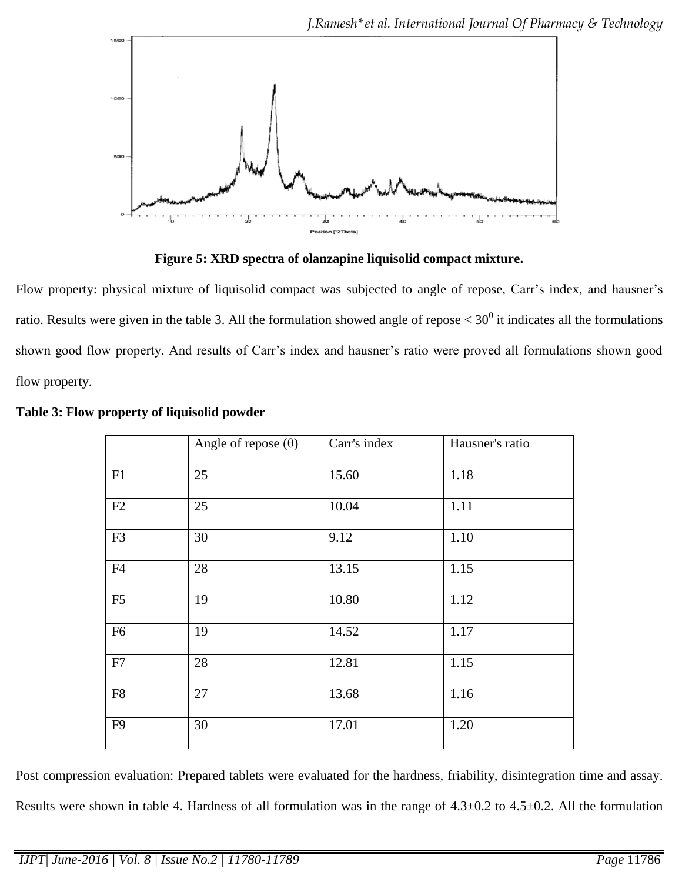**Figure 5: XRD spectra of olanzapine liquisolid compact mixture.**

Flow property: physical mixture of liquisolid compact was subjected to angle of repose, Carr's index, and hausner's ratio. Results were given in the table 3. All the formulation showed angle of repose < $30^0$ it indicates all the formulations shown good flow property. And results of Carr's index and hausner's ratio were proved all formulations shown good flow property.

**Table 3: Flow property of liquisolid powder**

| | Angle of repose (θ) | Carr's index | Hausner's ratio |
|---|---|---|---|
| F1 | 25 | 15.60 | 1.18 |
| F2 | 25 | 10.04 | 1.11 |
| F3 | 30 | 9.12 | 1.10 |
| F4 | 28 | 13.15 | 1.15 |
| F5 | 19 | 10.80 | 1.12 |
| F6 | 19 | 14.52 | 1.17 |
| F7 | 28 | 12.81 | 1.15 |
| F8 | 27 | 13.68 | 1.16 |
| F9 | 30 | 17.01 | 1.20 |

Post compression evaluation: Prepared tablets were evaluated for the hardness, friability, disintegration time and assay. Results were shown in table 4. Hardness of all formulation was in the range of 4.3±0.2 to 4.5±0.2. All the formulation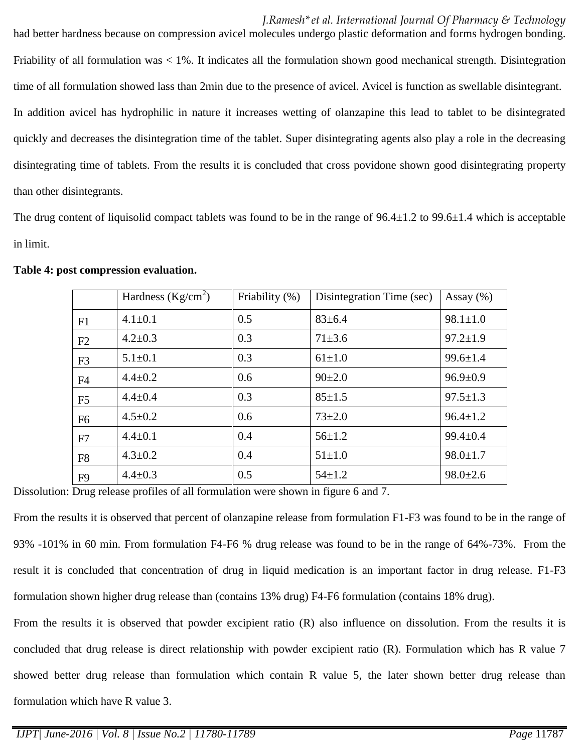had better hardness because on compression avicel molecules undergo plastic deformation and forms hydrogen bonding. Friability of all formulation was < 1%. It indicates all the formulation shown good mechanical strength. Disintegration time of all formulation showed lass than 2min due to the presence of avicel. Avicel is function as swellable disintegrant.

In addition avicel has hydrophilic in nature it increases wetting of olanzapine this lead to tablet to be disintegrated quickly and decreases the disintegration time of the tablet. Super disintegrating agents also play a role in the decreasing disintegrating time of tablets. From the results it is concluded that cross povidone shown good disintegrating property than other disintegrants.

The drug content of liquisolid compact tablets was found to be in the range of 96.4±1.2 to 99.6±1.4 which is acceptable in limit.

**Table 4: post compression evaluation.**

| | Hardness ($Kg/cm^2$) | Friability (%) | Disintegration Time (sec) | Assay (%) |
|---|---|---|---|---|
| F1 | 4.1±0.1 | 0.5 | 83±6.4 | 98.1±1.0 |
| F2 | 4.2±0.3 | 0.3 | 71±3.6 | 97.2±1.9 |
| F3 | 5.1±0.1 | 0.3 | 61±1.0 | 99.6±1.4 |
| F4 | 4.4±0.2 | 0.6 | 90±2.0 | 96.9±0.9 |
| F5 | 4.4±0.4 | 0.3 | 85±1.5 | 97.5±1.3 |
| F6 | 4.5±0.2 | 0.6 | 73±2.0 | 96.4±1.2 |
| F7 | 4.4±0.1 | 0.4 | 56±1.2 | 99.4±0.4 |
| F8 | 4.3±0.2 | 0.4 | 51±1.0 | 98.0±1.7 |
| F9 | 4.4±0.3 | 0.5 | 54±1.2 | 98.0±2.6 |

Dissolution: Drug release profiles of all formulation were shown in figure 6 and 7.

From the results it is observed that percent of olanzapine release from formulation F1-F3 was found to be in the range of 93% -101% in 60 min. From formulation F4-F6 % drug release was found to be in the range of 64%-73%. From the result it is concluded that concentration of drug in liquid medication is an important factor in drug release. F1-F3 formulation shown higher drug release than (contains 13% drug) F4-F6 formulation (contains 18% drug).

From the results it is observed that powder excipient ratio (R) also influence on dissolution. From the results it is concluded that drug release is direct relationship with powder excipient ratio (R). Formulation which has R value 7 showed better drug release than formulation which contain R value 5, the later shown better drug release than formulation which have R value 3.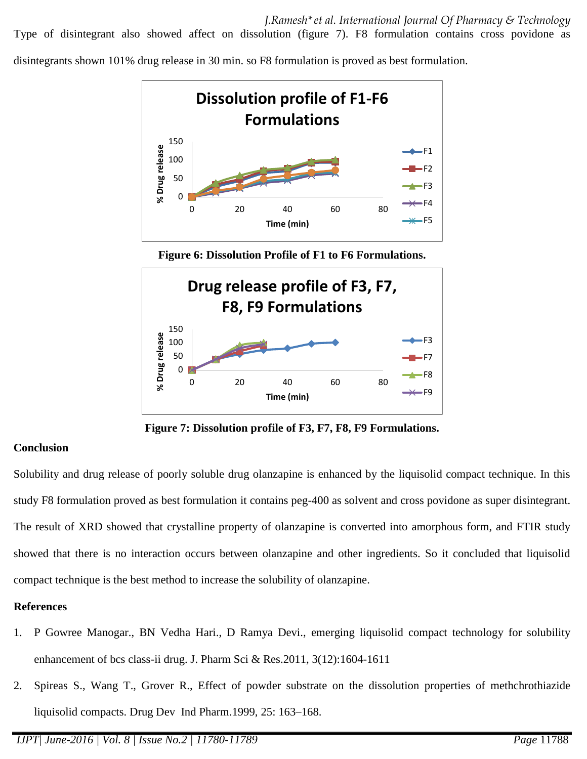Type of disintegrant also showed affect on dissolution (figure 7). F8 formulation contains cross povidone as disintegrants shown 101% drug release in 30 min. so F8 formulation is proved as best formulation.

**Figure 6: Dissolution Profile of F1 to F6 Formulations.**

**Figure 7: Dissolution profile of F3, F7, F8, F9 Formulations.**

**Conclusion**

Solubility and drug release of poorly soluble drug olanzapine is enhanced by the liquisolid compact technique. In this study F8 formulation proved as best formulation it contains peg-400 as solvent and cross povidone as super disintegrant. The result of XRD showed that crystalline property of olanzapine is converted into amorphous form, and FTIR study showed that there is no interaction occurs between olanzapine and other ingredients. So it concluded that liquisolid compact technique is the best method to increase the solubility of olanzapine.

**References**

1. P Gowree Manogar., BN Vedha Hari., D Ramya Devi., emerging liquisolid compact technology for solubility enhancement of bcs class-ii drug. J. Pharm Sci & Res.2011, 3(12):1604-1611
2. Spireas S., Wang T., Grover R., Effect of powder substrate on the dissolution properties of methchrothiazide liquisolid compacts. Drug Dev Ind Pharm.1999, 25: 163–168.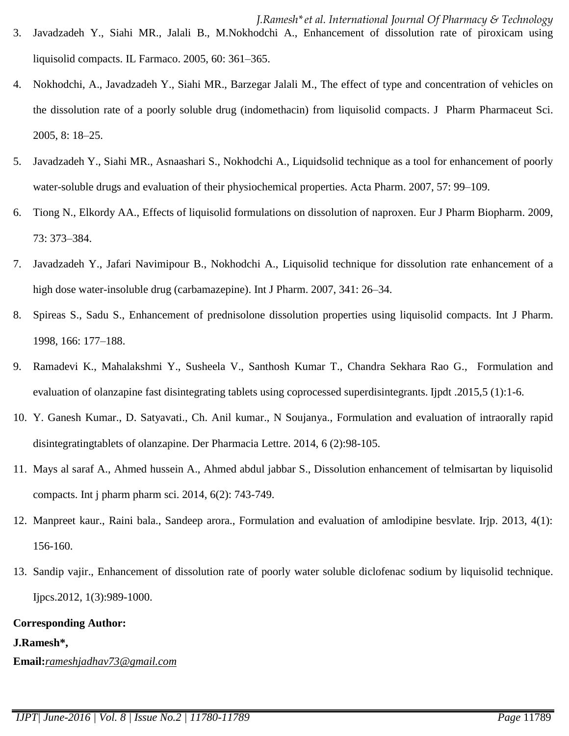3. Javadzadeh Y., Siahi MR., Jalali B., M.Nokhodchi A., Enhancement of dissolution rate of piroxicam using liquisolid compacts. IL Farmaco. 2005, 60: 361–365.
4. Nokhodchi, A., Javadzadeh Y., Siahi MR., Barzegar Jalali M., The effect of type and concentration of vehicles on the dissolution rate of a poorly soluble drug (indomethacin) from liquisolid compacts. J Pharm Pharmaceut Sci. 2005, 8: 18–25.
5. Javadzadeh Y., Siahi MR., Asnaashari S., Nokhodchi A., Liquidsolid technique as a tool for enhancement of poorly water-soluble drugs and evaluation of their physiochemical properties. Acta Pharm. 2007, 57: 99–109.
6. Tiong N., Elkordy AA., Effects of liquisolid formulations on dissolution of naproxen. Eur J Pharm Biopharm. 2009, 73: 373–384.
7. Javadzadeh Y., Jafari Navimipour B., Nokhodchi A., Liquisolid technique for dissolution rate enhancement of a high dose water-insoluble drug (carbamazepine). Int J Pharm. 2007, 341: 26–34.
8. Spireas S., Sadu S., Enhancement of prednisolone dissolution properties using liquisolid compacts. Int J Pharm. 1998, 166: 177–188.
9. Ramadevi K., Mahalakshmi Y., Susheela V., Santhosh Kumar T., Chandra Sekhara Rao G., Formulation and evaluation of olanzapine fast disintegrating tablets using coprocessed superdisintegrants. Ijpdt .2015,5 (1):1-6.
10. Y. Ganesh Kumar., D. Satyavati., Ch. Anil kumar., N Soujanya., Formulation and evaluation of intraorally rapid disintegratingtablets of olanzapine. Der Pharmacia Lettre. 2014, 6 (2):98-105.
11. Mays al saraf A., Ahmed hussein A., Ahmed abdul jabbar S., Dissolution enhancement of telmisartan by liquisolid compacts. Int j pharm pharm sci. 2014, 6(2): 743-749.
12. Manpreet kaur., Raini bala., Sandeep arora., Formulation and evaluation of amlodipine besvlate. Irjp. 2013, 4(1): 156-160.
13. Sandip vajir., Enhancement of dissolution rate of poorly water soluble diclofenac sodium by liquisolid technique. Ijpcs.2012, 1(3):989-1000.

**Corresponding Author:**

**J.Ramesh\*,**

**Email:**rameshjadhav73@gmail.com